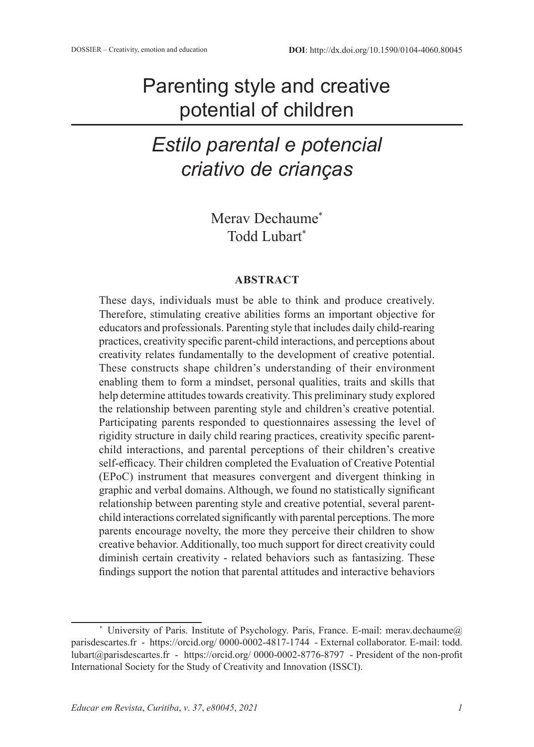DOSSIER – Creativity, emotion and education

**DOI**: http://dx.doi.org/10.1590/0104-4060.80045

# Parenting style and creative potential of children

# *Estilo parental e potencial criativo de crianças*

Merav Dechaume*

Todd Lubart*

## ABSTRACT

These days, individuals must be able to think and produce creatively. Therefore, stimulating creative abilities forms an important objective for educators and professionals. Parenting style that includes daily child-rearing practices, creativity specific parent-child interactions, and perceptions about creativity relates fundamentally to the development of creative potential. These constructs shape children's understanding of their environment enabling them to form a mindset, personal qualities, traits and skills that help determine attitudes towards creativity. This preliminary study explored the relationship between parenting style and children's creative potential. Participating parents responded to questionnaires assessing the level of rigidity structure in daily child rearing practices, creativity specific parent-child interactions, and parental perceptions of their children's creative self-efficacy. Their children completed the Evaluation of Creative Potential (EPoC) instrument that measures convergent and divergent thinking in graphic and verbal domains. Although, we found no statistically significant relationship between parenting style and creative potential, several parent-child interactions correlated significantly with parental perceptions. The more parents encourage novelty, the more they perceive their children to show creative behavior. Additionally, too much support for direct creativity could diminish certain creativity - related behaviors such as fantasizing. These findings support the notion that parental attitudes and interactive behaviors

---

* University of Paris. Institute of Psychology. Paris, France. E-mail: merav.dechaume@parisdescartes.fr - https://orcid.org/ 0000-0002-4817-1744 - External collaborator. E-mail: todd.lubart@parisdescartes.fr - https://orcid.org/ 0000-0002-8776-8797 - President of the non-profit International Society for the Study of Creativity and Innovation (ISSCI).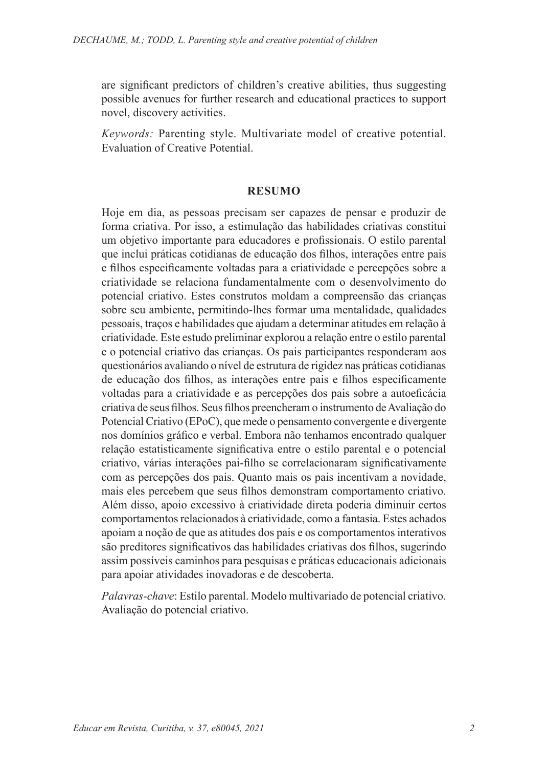are significant predictors of children's creative abilities, thus suggesting possible avenues for further research and educational practices to support novel, discovery activities.

*Keywords:* Parenting style. Multivariate model of creative potential. Evaluation of Creative Potential.

## RESUMO

Hoje em dia, as pessoas precisam ser capazes de pensar e produzir de forma criativa. Por isso, a estimulação das habilidades criativas constitui um objetivo importante para educadores e profissionais. O estilo parental que inclui práticas cotidianas de educação dos filhos, interações entre pais e filhos especificamente voltadas para a criatividade e percepções sobre a criatividade se relaciona fundamentalmente com o desenvolvimento do potencial criativo. Estes construtos moldam a compreensão das crianças sobre seu ambiente, permitindo-lhes formar uma mentalidade, qualidades pessoais, traços e habilidades que ajudam a determinar atitudes em relação à criatividade. Este estudo preliminar explorou a relação entre o estilo parental e o potencial criativo das crianças. Os pais participantes responderam aos questionários avaliando o nível de estrutura de rigidez nas práticas cotidianas de educação dos filhos, as interações entre pais e filhos especificamente voltadas para a criatividade e as percepções dos pais sobre a autoeficácia criativa de seus filhos. Seus filhos preencheram o instrumento de Avaliação do Potencial Criativo (EPoC), que mede o pensamento convergente e divergente nos domínios gráfico e verbal. Embora não tenhamos encontrado qualquer relação estatisticamente significativa entre o estilo parental e o potencial criativo, várias interações pai-filho se correlacionaram significativamente com as percepções dos pais. Quanto mais os pais incentivam a novidade, mais eles percebem que seus filhos demonstram comportamento criativo. Além disso, apoio excessivo à criatividade direta poderia diminuir certos comportamentos relacionados à criatividade, como a fantasia. Estes achados apoiam a noção de que as atitudes dos pais e os comportamentos interativos são preditores significativos das habilidades criativas dos filhos, sugerindo assim possíveis caminhos para pesquisas e práticas educacionais adicionais para apoiar atividades inovadoras e de descoberta.

*Palavras-chave*: Estilo parental. Modelo multivariado de potencial criativo. Avaliação do potencial criativo.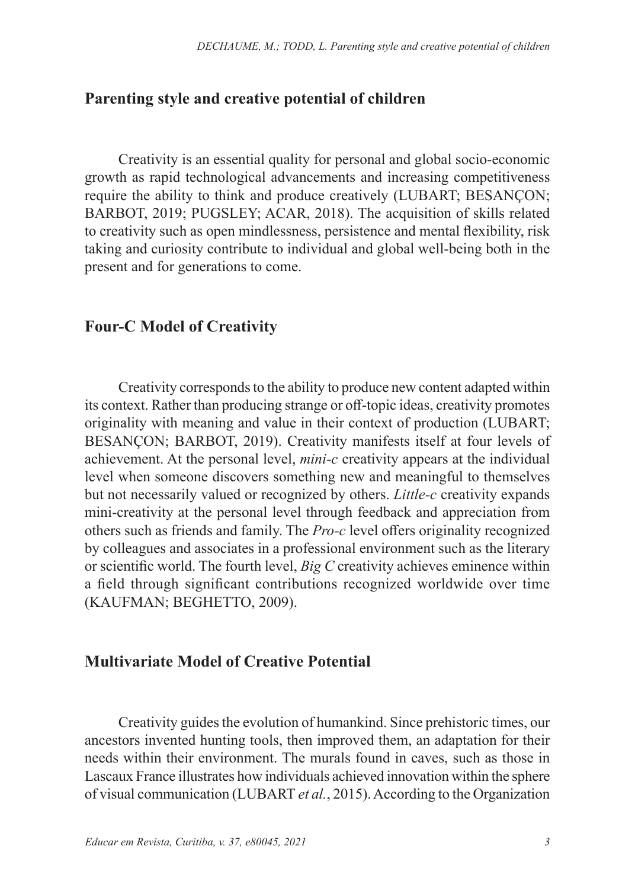## Parenting style and creative potential of children

Creativity is an essential quality for personal and global socio-economic growth as rapid technological advancements and increasing competitiveness require the ability to think and produce creatively (LUBART; BESANÇON; BARBOT, 2019; PUGSLEY; ACAR, 2018). The acquisition of skills related to creativity such as open mindlessness, persistence and mental flexibility, risk taking and curiosity contribute to individual and global well-being both in the present and for generations to come.

## Four-C Model of Creativity

Creativity corresponds to the ability to produce new content adapted within its context. Rather than producing strange or off-topic ideas, creativity promotes originality with meaning and value in their context of production (LUBART; BESANÇON; BARBOT, 2019). Creativity manifests itself at four levels of achievement. At the personal level, *mini-c* creativity appears at the individual level when someone discovers something new and meaningful to themselves but not necessarily valued or recognized by others. *Little-c* creativity expands mini-creativity at the personal level through feedback and appreciation from others such as friends and family. The *Pro-c* level offers originality recognized by colleagues and associates in a professional environment such as the literary or scientific world. The fourth level, *Big C* creativity achieves eminence within a field through significant contributions recognized worldwide over time (KAUFMAN; BEGHETTO, 2009).

## Multivariate Model of Creative Potential

Creativity guides the evolution of humankind. Since prehistoric times, our ancestors invented hunting tools, then improved them, an adaptation for their needs within their environment. The murals found in caves, such as those in Lascaux France illustrates how individuals achieved innovation within the sphere of visual communication (LUBART *et al.*, 2015). According to the Organization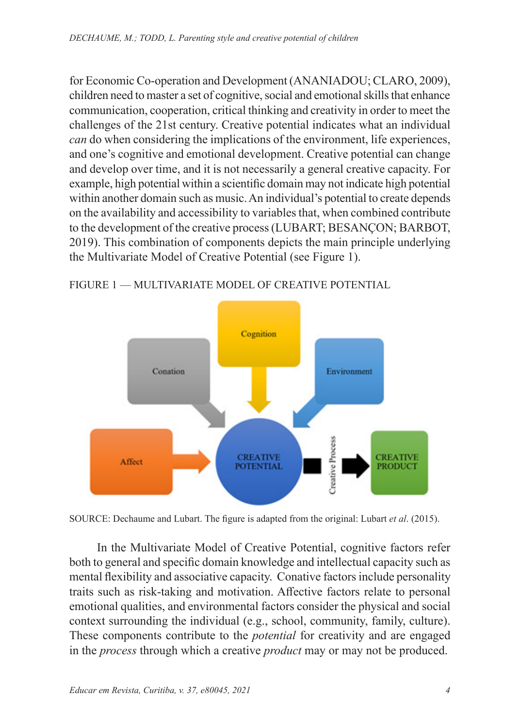for Economic Co-operation and Development (ANANIADOU; CLARO, 2009), children need to master a set of cognitive, social and emotional skills that enhance communication, cooperation, critical thinking and creativity in order to meet the challenges of the 21st century. Creative potential indicates what an individual *can* do when considering the implications of the environment, life experiences, and one's cognitive and emotional development. Creative potential can change and develop over time, and it is not necessarily a general creative capacity. For example, high potential within a scientific domain may not indicate high potential within another domain such as music. An individual's potential to create depends on the availability and accessibility to variables that, when combined contribute to the development of the creative process (LUBART; BESANÇON; BARBOT, 2019). This combination of components depicts the main principle underlying the Multivariate Model of Creative Potential (see Figure 1).

FIGURE 1 — MULTIVARIATE MODEL OF CREATIVE POTENTIAL

SOURCE: Dechaume and Lubart. The figure is adapted from the original: Lubart *et al*. (2015).

In the Multivariate Model of Creative Potential, cognitive factors refer both to general and specific domain knowledge and intellectual capacity such as mental flexibility and associative capacity. Conative factors include personality traits such as risk-taking and motivation. Affective factors relate to personal emotional qualities, and environmental factors consider the physical and social context surrounding the individual (e.g., school, community, family, culture). These components contribute to the *potential* for creativity and are engaged in the *process* through which a creative *product* may or may not be produced.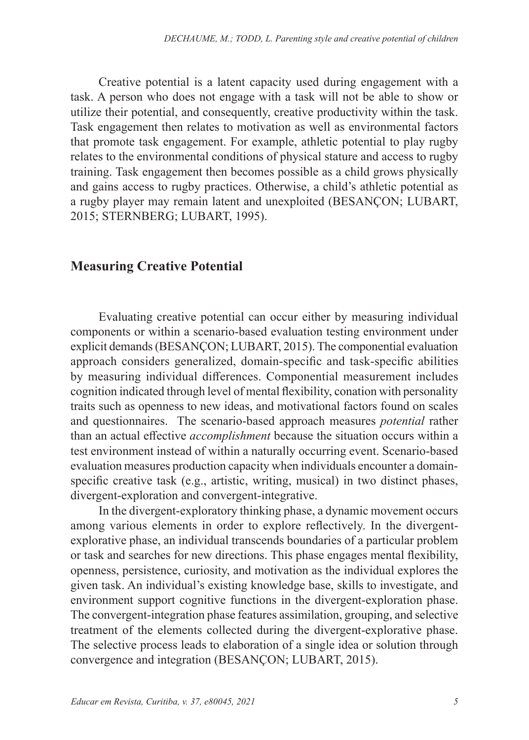Creative potential is a latent capacity used during engagement with a task. A person who does not engage with a task will not be able to show or utilize their potential, and consequently, creative productivity within the task. Task engagement then relates to motivation as well as environmental factors that promote task engagement. For example, athletic potential to play rugby relates to the environmental conditions of physical stature and access to rugby training. Task engagement then becomes possible as a child grows physically and gains access to rugby practices. Otherwise, a child's athletic potential as a rugby player may remain latent and unexploited (BESANÇON; LUBART, 2015; STERNBERG; LUBART, 1995).

## Measuring Creative Potential

Evaluating creative potential can occur either by measuring individual components or within a scenario-based evaluation testing environment under explicit demands (BESANÇON; LUBART, 2015). The componential evaluation approach considers generalized, domain-specific and task-specific abilities by measuring individual differences. Componential measurement includes cognition indicated through level of mental flexibility, conation with personality traits such as openness to new ideas, and motivational factors found on scales and questionnaires. The scenario-based approach measures *potential* rather than an actual effective *accomplishment* because the situation occurs within a test environment instead of within a naturally occurring event. Scenario-based evaluation measures production capacity when individuals encounter a domain-specific creative task (e.g., artistic, writing, musical) in two distinct phases, divergent-exploration and convergent-integrative.

In the divergent-exploratory thinking phase, a dynamic movement occurs among various elements in order to explore reflectively. In the divergent-explorative phase, an individual transcends boundaries of a particular problem or task and searches for new directions. This phase engages mental flexibility, openness, persistence, curiosity, and motivation as the individual explores the given task. An individual's existing knowledge base, skills to investigate, and environment support cognitive functions in the divergent-exploration phase. The convergent-integration phase features assimilation, grouping, and selective treatment of the elements collected during the divergent-explorative phase. The selective process leads to elaboration of a single idea or solution through convergence and integration (BESANÇON; LUBART, 2015).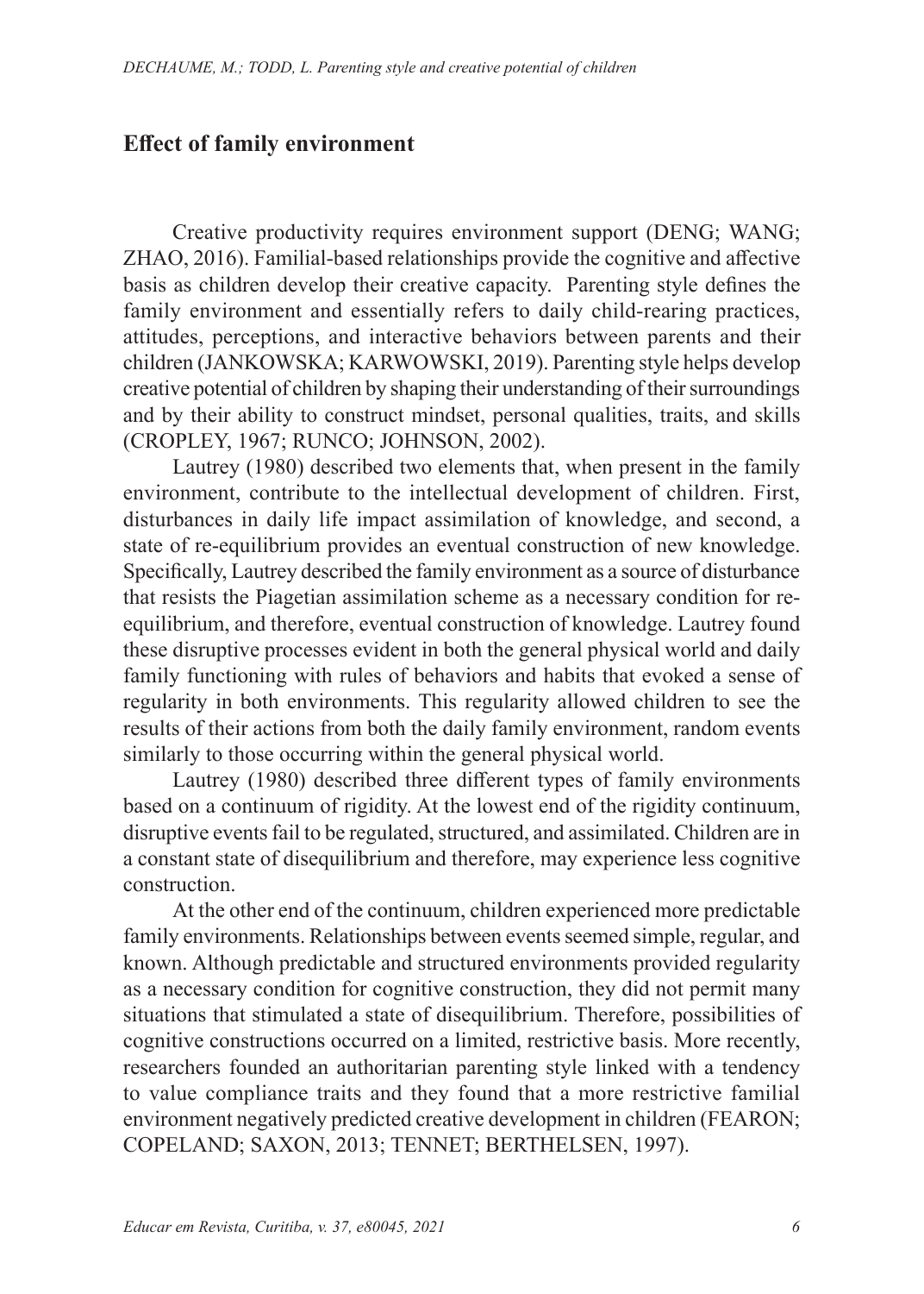## Effect of family environment

Creative productivity requires environment support (DENG; WANG; ZHAO, 2016). Familial-based relationships provide the cognitive and affective basis as children develop their creative capacity. Parenting style defines the family environment and essentially refers to daily child-rearing practices, attitudes, perceptions, and interactive behaviors between parents and their children (JANKOWSKA; KARWOWSKI, 2019). Parenting style helps develop creative potential of children by shaping their understanding of their surroundings and by their ability to construct mindset, personal qualities, traits, and skills (CROPLEY, 1967; RUNCO; JOHNSON, 2002).

Lautrey (1980) described two elements that, when present in the family environment, contribute to the intellectual development of children. First, disturbances in daily life impact assimilation of knowledge, and second, a state of re-equilibrium provides an eventual construction of new knowledge. Specifically, Lautrey described the family environment as a source of disturbance that resists the Piagetian assimilation scheme as a necessary condition for re-equilibrium, and therefore, eventual construction of knowledge. Lautrey found these disruptive processes evident in both the general physical world and daily family functioning with rules of behaviors and habits that evoked a sense of regularity in both environments. This regularity allowed children to see the results of their actions from both the daily family environment, random events similarly to those occurring within the general physical world.

Lautrey (1980) described three different types of family environments based on a continuum of rigidity. At the lowest end of the rigidity continuum, disruptive events fail to be regulated, structured, and assimilated. Children are in a constant state of disequilibrium and therefore, may experience less cognitive construction.

At the other end of the continuum, children experienced more predictable family environments. Relationships between events seemed simple, regular, and known. Although predictable and structured environments provided regularity as a necessary condition for cognitive construction, they did not permit many situations that stimulated a state of disequilibrium. Therefore, possibilities of cognitive constructions occurred on a limited, restrictive basis. More recently, researchers founded an authoritarian parenting style linked with a tendency to value compliance traits and they found that a more restrictive familial environment negatively predicted creative development in children (FEARON; COPELAND; SAXON, 2013; TENNET; BERTHELSEN, 1997).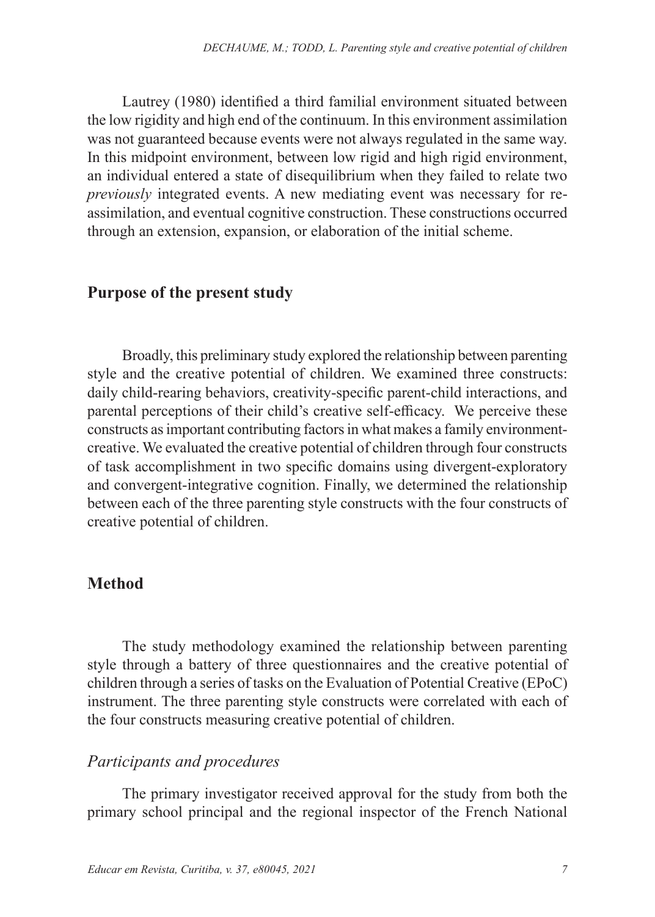Lautrey (1980) identified a third familial environment situated between the low rigidity and high end of the continuum. In this environment assimilation was not guaranteed because events were not always regulated in the same way. In this midpoint environment, between low rigid and high rigid environment, an individual entered a state of disequilibrium when they failed to relate two *previously* integrated events. A new mediating event was necessary for re-assimilation, and eventual cognitive construction. These constructions occurred through an extension, expansion, or elaboration of the initial scheme.

## Purpose of the present study

Broadly, this preliminary study explored the relationship between parenting style and the creative potential of children. We examined three constructs: daily child-rearing behaviors, creativity-specific parent-child interactions, and parental perceptions of their child's creative self-efficacy. We perceive these constructs as important contributing factors in what makes a family environment-creative. We evaluated the creative potential of children through four constructs of task accomplishment in two specific domains using divergent-exploratory and convergent-integrative cognition. Finally, we determined the relationship between each of the three parenting style constructs with the four constructs of creative potential of children.

## Method

The study methodology examined the relationship between parenting style through a battery of three questionnaires and the creative potential of children through a series of tasks on the Evaluation of Potential Creative (EPoC) instrument. The three parenting style constructs were correlated with each of the four constructs measuring creative potential of children.

### *Participants and procedures*

The primary investigator received approval for the study from both the primary school principal and the regional inspector of the French National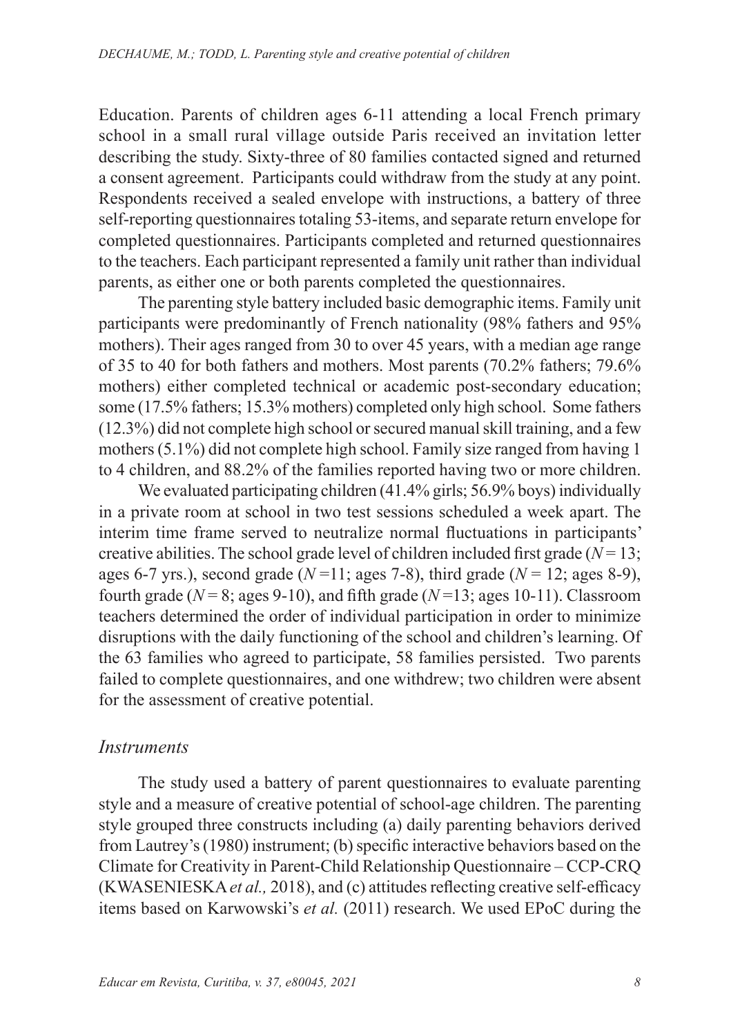Education. Parents of children ages 6-11 attending a local French primary school in a small rural village outside Paris received an invitation letter describing the study. Sixty-three of 80 families contacted signed and returned a consent agreement. Participants could withdraw from the study at any point. Respondents received a sealed envelope with instructions, a battery of three self-reporting questionnaires totaling 53-items, and separate return envelope for completed questionnaires. Participants completed and returned questionnaires to the teachers. Each participant represented a family unit rather than individual parents, as either one or both parents completed the questionnaires.

The parenting style battery included basic demographic items. Family unit participants were predominantly of French nationality (98% fathers and 95% mothers). Their ages ranged from 30 to over 45 years, with a median age range of 35 to 40 for both fathers and mothers. Most parents (70.2% fathers; 79.6% mothers) either completed technical or academic post-secondary education; some (17.5% fathers; 15.3% mothers) completed only high school. Some fathers (12.3%) did not complete high school or secured manual skill training, and a few mothers (5.1%) did not complete high school. Family size ranged from having 1 to 4 children, and 88.2% of the families reported having two or more children.

We evaluated participating children (41.4% girls; 56.9% boys) individually in a private room at school in two test sessions scheduled a week apart. The interim time frame served to neutralize normal fluctuations in participants' creative abilities. The school grade level of children included first grade ($N = 13$; ages 6-7 yrs.), second grade ($N = 11$; ages 7-8), third grade ($N = 12$; ages 8-9), fourth grade ($N = 8$; ages 9-10), and fifth grade ($N = 13$; ages 10-11). Classroom teachers determined the order of individual participation in order to minimize disruptions with the daily functioning of the school and children's learning. Of the 63 families who agreed to participate, 58 families persisted. Two parents failed to complete questionnaires, and one withdrew; two children were absent for the assessment of creative potential.

### *Instruments*

The study used a battery of parent questionnaires to evaluate parenting style and a measure of creative potential of school-age children. The parenting style grouped three constructs including (a) daily parenting behaviors derived from Lautrey's (1980) instrument; (b) specific interactive behaviors based on the Climate for Creativity in Parent-Child Relationship Questionnaire – CCP-CRQ (KWASENIESKA *et al.,* 2018), and (c) attitudes reflecting creative self-efficacy items based on Karwowski's *et al.* (2011) research. We used EPoC during the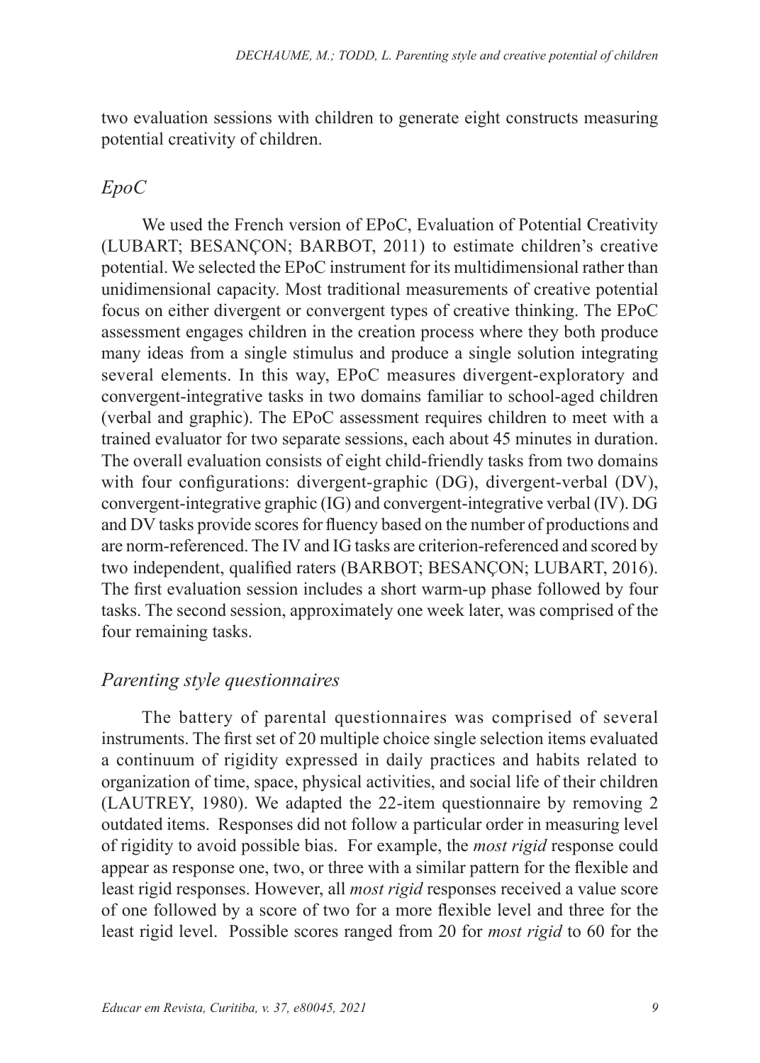two evaluation sessions with children to generate eight constructs measuring potential creativity of children.

### *EpoC*

We used the French version of EPoC, Evaluation of Potential Creativity (LUBART; BESANÇON; BARBOT, 2011) to estimate children's creative potential. We selected the EPoC instrument for its multidimensional rather than unidimensional capacity. Most traditional measurements of creative potential focus on either divergent or convergent types of creative thinking. The EPoC assessment engages children in the creation process where they both produce many ideas from a single stimulus and produce a single solution integrating several elements. In this way, EPoC measures divergent-exploratory and convergent-integrative tasks in two domains familiar to school-aged children (verbal and graphic). The EPoC assessment requires children to meet with a trained evaluator for two separate sessions, each about 45 minutes in duration. The overall evaluation consists of eight child-friendly tasks from two domains with four configurations: divergent-graphic (DG), divergent-verbal (DV), convergent-integrative graphic (IG) and convergent-integrative verbal (IV). DG and DV tasks provide scores for fluency based on the number of productions and are norm-referenced. The IV and IG tasks are criterion-referenced and scored by two independent, qualified raters (BARBOT; BESANÇON; LUBART, 2016). The first evaluation session includes a short warm-up phase followed by four tasks. The second session, approximately one week later, was comprised of the four remaining tasks.

### *Parenting style questionnaires*

The battery of parental questionnaires was comprised of several instruments. The first set of 20 multiple choice single selection items evaluated a continuum of rigidity expressed in daily practices and habits related to organization of time, space, physical activities, and social life of their children (LAUTREY, 1980). We adapted the 22-item questionnaire by removing 2 outdated items. Responses did not follow a particular order in measuring level of rigidity to avoid possible bias. For example, the *most rigid* response could appear as response one, two, or three with a similar pattern for the flexible and least rigid responses. However, all *most rigid* responses received a value score of one followed by a score of two for a more flexible level and three for the least rigid level. Possible scores ranged from 20 for *most rigid* to 60 for the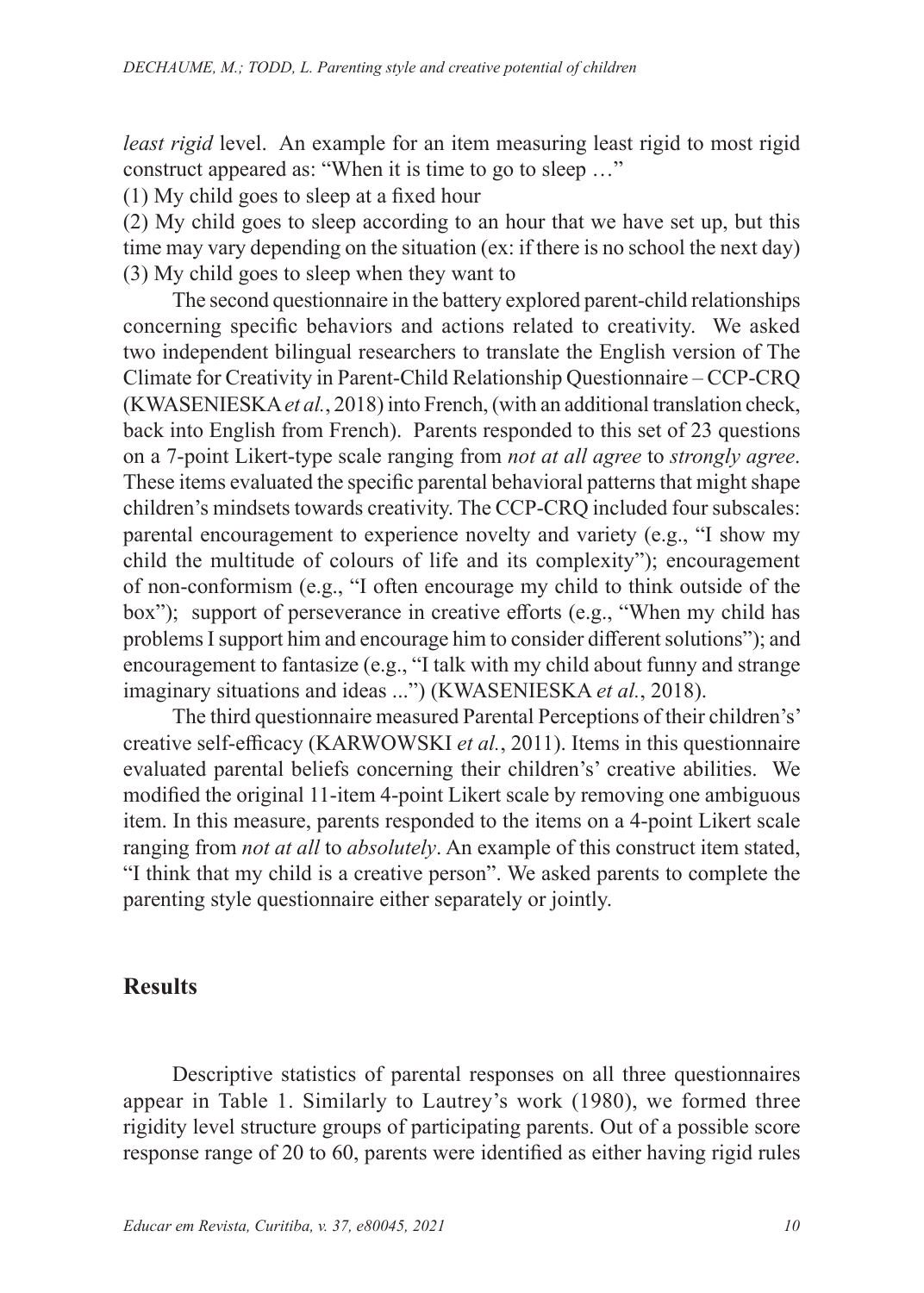*least rigid* level. An example for an item measuring least rigid to most rigid construct appeared as: "When it is time to go to sleep …"

(1) My child goes to sleep at a fixed hour

(2) My child goes to sleep according to an hour that we have set up, but this time may vary depending on the situation (ex: if there is no school the next day)

(3) My child goes to sleep when they want to

The second questionnaire in the battery explored parent-child relationships concerning specific behaviors and actions related to creativity. We asked two independent bilingual researchers to translate the English version of The Climate for Creativity in Parent-Child Relationship Questionnaire – CCP-CRQ (KWASENIESKA *et al.*, 2018) into French, (with an additional translation check, back into English from French). Parents responded to this set of 23 questions on a 7-point Likert-type scale ranging from *not at all agree* to *strongly agree*. These items evaluated the specific parental behavioral patterns that might shape children's mindsets towards creativity. The CCP-CRQ included four subscales: parental encouragement to experience novelty and variety (e.g., "I show my child the multitude of colours of life and its complexity"); encouragement of non-conformism (e.g., "I often encourage my child to think outside of the box"); support of perseverance in creative efforts (e.g., "When my child has problems I support him and encourage him to consider different solutions"); and encouragement to fantasize (e.g., "I talk with my child about funny and strange imaginary situations and ideas ...") (KWASENIESKA *et al.*, 2018).

The third questionnaire measured Parental Perceptions of their children's' creative self-efficacy (KARWOWSKI *et al.*, 2011). Items in this questionnaire evaluated parental beliefs concerning their children's' creative abilities. We modified the original 11-item 4-point Likert scale by removing one ambiguous item. In this measure, parents responded to the items on a 4-point Likert scale ranging from *not at all* to *absolutely*. An example of this construct item stated, "I think that my child is a creative person". We asked parents to complete the parenting style questionnaire either separately or jointly.

## Results

Descriptive statistics of parental responses on all three questionnaires appear in Table 1. Similarly to Lautrey's work (1980), we formed three rigidity level structure groups of participating parents. Out of a possible score response range of 20 to 60, parents were identified as either having rigid rules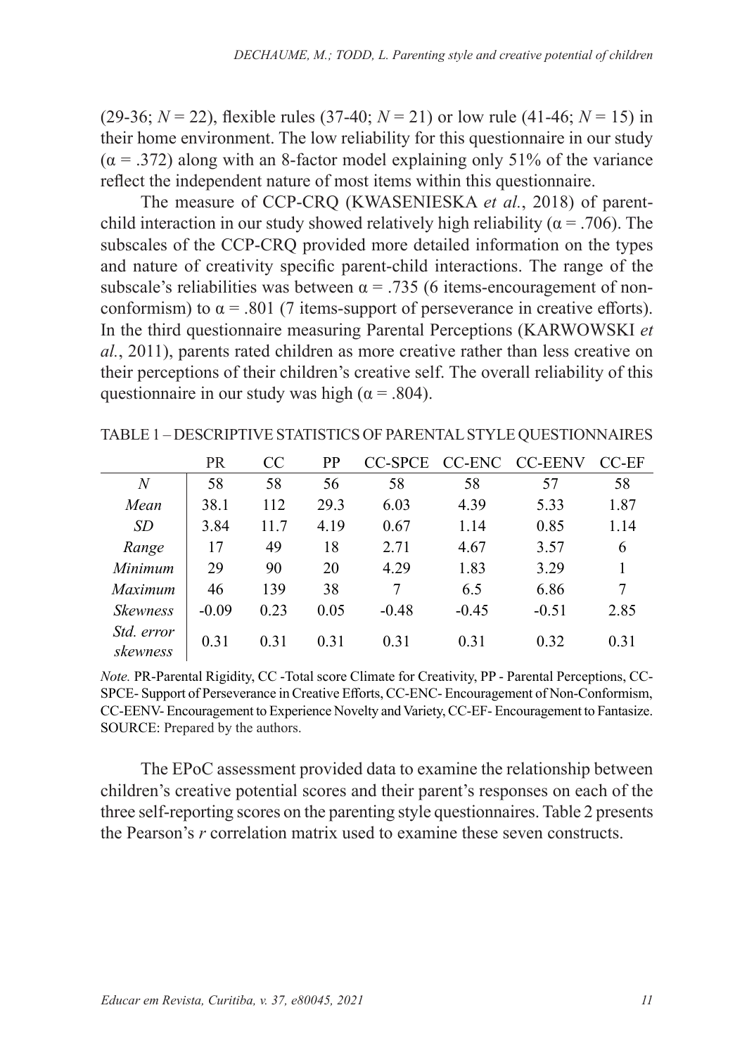(29-36; $N = 22$), flexible rules (37-40; $N = 21$) or low rule (41-46; $N = 15$) in their home environment. The low reliability for this questionnaire in our study ($\alpha = .372$) along with an 8-factor model explaining only 51% of the variance reflect the independent nature of most items within this questionnaire.

The measure of CCP-CRQ (KWASENIESKA *et al.*, 2018) of parent-child interaction in our study showed relatively high reliability ($\alpha = .706$). The subscales of the CCP-CRQ provided more detailed information on the types and nature of creativity specific parent-child interactions. The range of the subscale's reliabilities was between $\alpha = .735$ (6 items-encouragement of non-conformism) to $\alpha = .801$ (7 items-support of perseverance in creative efforts). In the third questionnaire measuring Parental Perceptions (KARWOWSKI *et al.*, 2011), parents rated children as more creative rather than less creative on their perceptions of their children's creative self. The overall reliability of this questionnaire in our study was high ($\alpha = .804$).

TABLE 1 – DESCRIPTIVE STATISTICS OF PARENTAL STYLE QUESTIONNAIRES

| | PR | CC | PP | CC-SPCE | CC-ENC | CC-EENV | CC-EF |
|---|---|---|---|---|---|---|---|
| *N* | 58 | 58 | 56 | 58 | 58 | 57 | 58 |
| *Mean* | 38.1 | 112 | 29.3 | 6.03 | 4.39 | 5.33 | 1.87 |
| *SD* | 3.84 | 11.7 | 4.19 | 0.67 | 1.14 | 0.85 | 1.14 |
| *Range* | 17 | 49 | 18 | 2.71 | 4.67 | 3.57 | 6 |
| *Minimum* | 29 | 90 | 20 | 4.29 | 1.83 | 3.29 | 1 |
| *Maximum* | 46 | 139 | 38 | 7 | 6.5 | 6.86 | 7 |
| *Skewness* | -0.09 | 0.23 | 0.05 | -0.48 | -0.45 | -0.51 | 2.85 |
| *Std. error skewness* | 0.31 | 0.31 | 0.31 | 0.31 | 0.31 | 0.32 | 0.31 |

*Note.* PR-Parental Rigidity, CC -Total score Climate for Creativity, PP - Parental Perceptions, CC-SPCE- Support of Perseverance in Creative Efforts, CC-ENC- Encouragement of Non-Conformism, CC-EENV- Encouragement to Experience Novelty and Variety, CC-EF- Encouragement to Fantasize.
SOURCE: Prepared by the authors.

The EPoC assessment provided data to examine the relationship between children's creative potential scores and their parent's responses on each of the three self-reporting scores on the parenting style questionnaires. Table 2 presents the Pearson's *r* correlation matrix used to examine these seven constructs.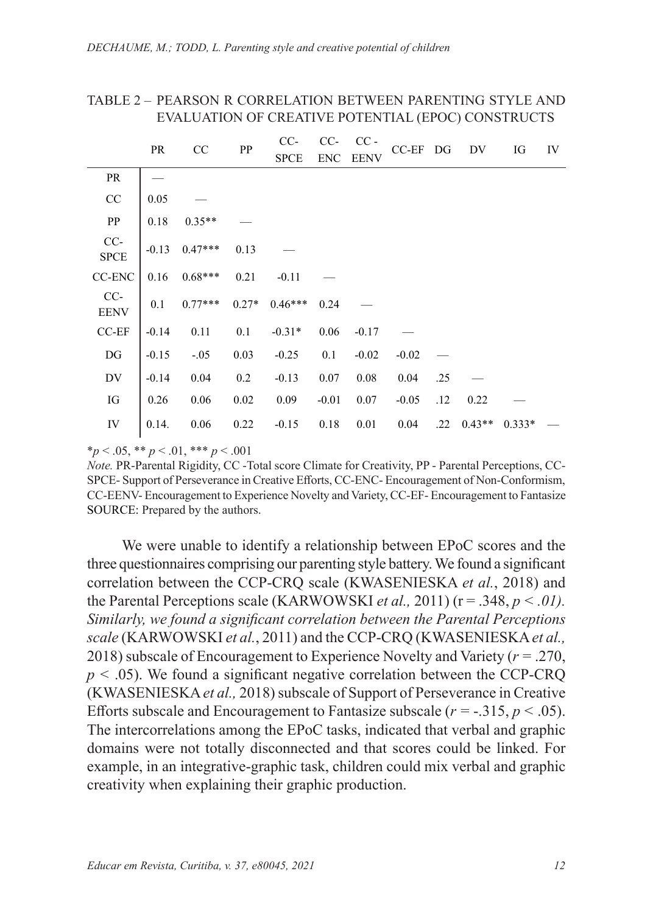TABLE 2 – PEARSON R CORRELATION BETWEEN PARENTING STYLE AND EVALUATION OF CREATIVE POTENTIAL (EPOC) CONSTRUCTS

| | PR | CC | PP | CC-SPCE | CC-ENC | CC - EENV | CC-EF | DG | DV | IG | IV |
|---|---|---|---|---|---|---|---|---|---|---|---|
| PR | — | | | | | | | | | | |
| CC | 0.05 | — | | | | | | | | | |
| PP | 0.18 | 0.35** | — | | | | | | | | |
| CC-SPCE | -0.13 | 0.47*** | 0.13 | — | | | | | | | |
| CC-ENC | 0.16 | 0.68*** | 0.21 | -0.11 | — | | | | | | |
| CC-EENV | 0.1 | 0.77*** | 0.27* | 0.46*** | 0.24 | — | | | | | |
| CC-EF | -0.14 | 0.11 | 0.1 | -0.31* | 0.06 | -0.17 | — | | | | |
| DG | -0.15 | -.05 | 0.03 | -0.25 | 0.1 | -0.02 | -0.02 | — | | | |
| DV | -0.14 | 0.04 | 0.2 | -0.13 | 0.07 | 0.08 | 0.04 | .25 | — | | |
| IG | 0.26 | 0.06 | 0.02 | 0.09 | -0.01 | 0.07 | -0.05 | .12 | 0.22 | — | |
| IV | 0.14. | 0.06 | 0.22 | -0.15 | 0.18 | 0.01 | 0.04 | .22 | 0.43** | 0.333* | — |

\*$p < .05$, \*\* $p < .01$, \*\*\* $p < .001$

*Note.* PR-Parental Rigidity, CC -Total score Climate for Creativity, PP - Parental Perceptions, CC-SPCE- Support of Perseverance in Creative Efforts, CC-ENC- Encouragement of Non-Conformism, CC-EENV- Encouragement to Experience Novelty and Variety, CC-EF- Encouragement to Fantasize

SOURCE: Prepared by the authors.

We were unable to identify a relationship between EPoC scores and the three questionnaires comprising our parenting style battery. We found a significant correlation between the CCP-CRQ scale (KWASENIESKA *et al.*, 2018) and the Parental Perceptions scale (KARWOWSKI *et al.,* 2011) (r = .348, *p < .01). Similarly, we found a significant correlation between the Parental Perceptions scale* (KARWOWSKI *et al.*, 2011) and the CCP-CRQ (KWASENIESKA *et al.,* 2018) subscale of Encouragement to Experience Novelty and Variety ($r = .270$, $p < .05$). We found a significant negative correlation between the CCP-CRQ (KWASENIESKA *et al.,* 2018) subscale of Support of Perseverance in Creative Efforts subscale and Encouragement to Fantasize subscale ($r = -.315$, $p < .05$). The intercorrelations among the EPoC tasks, indicated that verbal and graphic domains were not totally disconnected and that scores could be linked. For example, in an integrative-graphic task, children could mix verbal and graphic creativity when explaining their graphic production.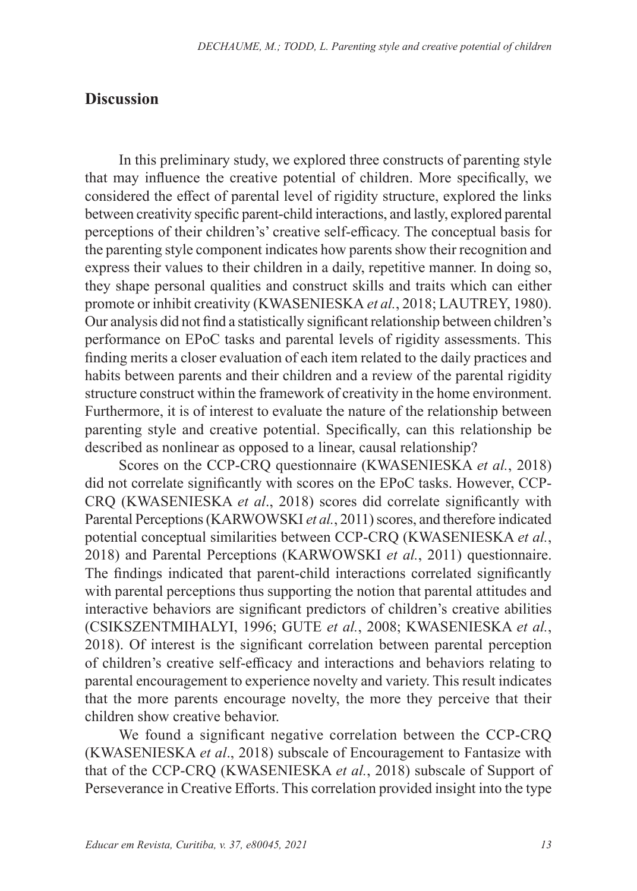## Discussion

In this preliminary study, we explored three constructs of parenting style that may influence the creative potential of children. More specifically, we considered the effect of parental level of rigidity structure, explored the links between creativity specific parent-child interactions, and lastly, explored parental perceptions of their children's' creative self-efficacy. The conceptual basis for the parenting style component indicates how parents show their recognition and express their values to their children in a daily, repetitive manner. In doing so, they shape personal qualities and construct skills and traits which can either promote or inhibit creativity (KWASENIESKA *et al.*, 2018; LAUTREY, 1980). Our analysis did not find a statistically significant relationship between children's performance on EPoC tasks and parental levels of rigidity assessments. This finding merits a closer evaluation of each item related to the daily practices and habits between parents and their children and a review of the parental rigidity structure construct within the framework of creativity in the home environment. Furthermore, it is of interest to evaluate the nature of the relationship between parenting style and creative potential. Specifically, can this relationship be described as nonlinear as opposed to a linear, causal relationship?

Scores on the CCP-CRQ questionnaire (KWASENIESKA *et al.*, 2018) did not correlate significantly with scores on the EPoC tasks. However, CCP-CRQ (KWASENIESKA *et al*., 2018) scores did correlate significantly with Parental Perceptions (KARWOWSKI *et al.*, 2011) scores, and therefore indicated potential conceptual similarities between CCP-CRQ (KWASENIESKA *et al.*, 2018) and Parental Perceptions (KARWOWSKI *et al.*, 2011) questionnaire. The findings indicated that parent-child interactions correlated significantly with parental perceptions thus supporting the notion that parental attitudes and interactive behaviors are significant predictors of children's creative abilities (CSIKSZENTMIHALYI, 1996; GUTE *et al.*, 2008; KWASENIESKA *et al.*, 2018). Of interest is the significant correlation between parental perception of children's creative self-efficacy and interactions and behaviors relating to parental encouragement to experience novelty and variety. This result indicates that the more parents encourage novelty, the more they perceive that their children show creative behavior.

We found a significant negative correlation between the CCP-CRQ (KWASENIESKA *et al*., 2018) subscale of Encouragement to Fantasize with that of the CCP-CRQ (KWASENIESKA *et al.*, 2018) subscale of Support of Perseverance in Creative Efforts. This correlation provided insight into the type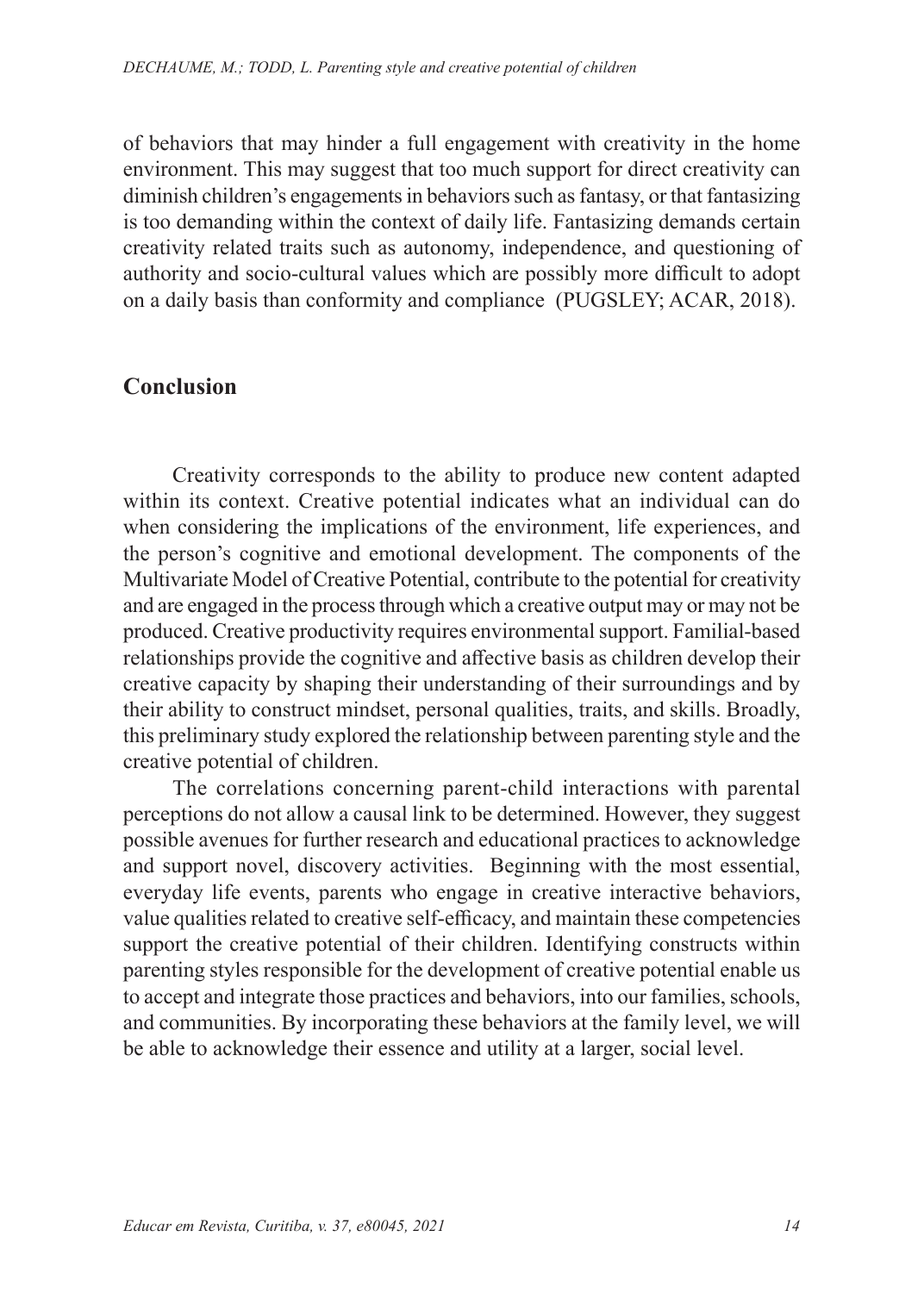of behaviors that may hinder a full engagement with creativity in the home environment. This may suggest that too much support for direct creativity can diminish children's engagements in behaviors such as fantasy, or that fantasizing is too demanding within the context of daily life. Fantasizing demands certain creativity related traits such as autonomy, independence, and questioning of authority and socio-cultural values which are possibly more difficult to adopt on a daily basis than conformity and compliance (PUGSLEY; ACAR, 2018).

## Conclusion

Creativity corresponds to the ability to produce new content adapted within its context. Creative potential indicates what an individual can do when considering the implications of the environment, life experiences, and the person's cognitive and emotional development. The components of the Multivariate Model of Creative Potential, contribute to the potential for creativity and are engaged in the process through which a creative output may or may not be produced. Creative productivity requires environmental support. Familial-based relationships provide the cognitive and affective basis as children develop their creative capacity by shaping their understanding of their surroundings and by their ability to construct mindset, personal qualities, traits, and skills. Broadly, this preliminary study explored the relationship between parenting style and the creative potential of children.

The correlations concerning parent-child interactions with parental perceptions do not allow a causal link to be determined. However, they suggest possible avenues for further research and educational practices to acknowledge and support novel, discovery activities. Beginning with the most essential, everyday life events, parents who engage in creative interactive behaviors, value qualities related to creative self-efficacy, and maintain these competencies support the creative potential of their children. Identifying constructs within parenting styles responsible for the development of creative potential enable us to accept and integrate those practices and behaviors, into our families, schools, and communities. By incorporating these behaviors at the family level, we will be able to acknowledge their essence and utility at a larger, social level.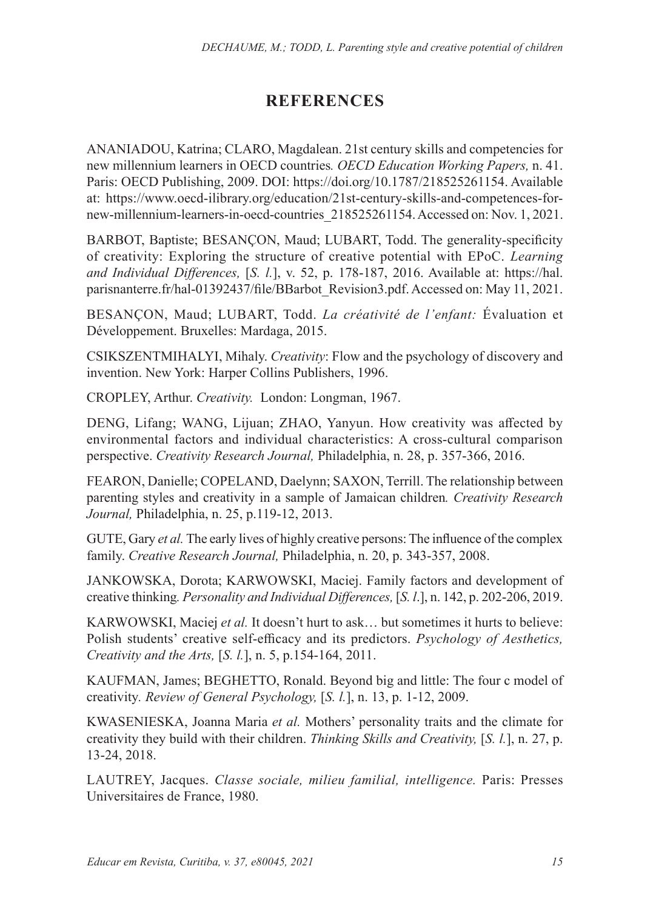## REFERENCES

ANANIADOU, Katrina; CLARO, Magdalean. 21st century skills and competencies for new millennium learners in OECD countries*. OECD Education Working Papers,* n. 41. Paris: OECD Publishing, 2009. DOI: https://doi.org/10.1787/218525261154. Available at: https://www.oecd-ilibrary.org/education/21st-century-skills-and-competences-for-new-millennium-learners-in-oecd-countries_218525261154. Accessed on: Nov. 1, 2021.

BARBOT, Baptiste; BESANÇON, Maud; LUBART, Todd. The generality-specificity of creativity: Exploring the structure of creative potential with EPoC. *Learning and Individual Differences,* [*S. l.*], v. 52, p. 178-187, 2016. Available at: https://hal.parisnanterre.fr/hal-01392437/file/BBarbot_Revision3.pdf. Accessed on: May 11, 2021.

BESANÇON, Maud; LUBART, Todd. *La créativité de l'enfant:* Évaluation et Développement. Bruxelles: Mardaga, 2015.

CSIKSZENTMIHALYI, Mihaly. *Creativity*: Flow and the psychology of discovery and invention. New York: Harper Collins Publishers, 1996.

CROPLEY, Arthur. *Creativity.* London: Longman, 1967.

DENG, Lifang; WANG, Lijuan; ZHAO, Yanyun. How creativity was affected by environmental factors and individual characteristics: A cross-cultural comparison perspective. *Creativity Research Journal,* Philadelphia, n. 28, p. 357-366, 2016.

FEARON, Danielle; COPELAND, Daelynn; SAXON, Terrill. The relationship between parenting styles and creativity in a sample of Jamaican children*. Creativity Research Journal,* Philadelphia, n. 25, p.119-12, 2013.

GUTE, Gary *et al.* The early lives of highly creative persons: The influence of the complex family. *Creative Research Journal,* Philadelphia, n. 20, p. 343-357, 2008.

JANKOWSKA, Dorota; KARWOWSKI, Maciej. Family factors and development of creative thinking*. Personality and Individual Differences,* [*S. l*.], n. 142, p. 202-206, 2019.

KARWOWSKI, Maciej *et al.* It doesn't hurt to ask… but sometimes it hurts to believe: Polish students' creative self-efficacy and its predictors. *Psychology of Aesthetics, Creativity and the Arts,* [*S. l.*], n. 5, p.154-164, 2011.

KAUFMAN, James; BEGHETTO, Ronald. Beyond big and little: The four c model of creativity*. Review of General Psychology,* [*S. l.*], n. 13, p. 1-12, 2009.

KWASENIESKA, Joanna Maria *et al.* Mothers' personality traits and the climate for creativity they build with their children. *Thinking Skills and Creativity,* [*S. l.*], n. 27, p. 13-24, 2018.

LAUTREY, Jacques. *Classe sociale, milieu familial, intelligence.* Paris: Presses Universitaires de France, 1980.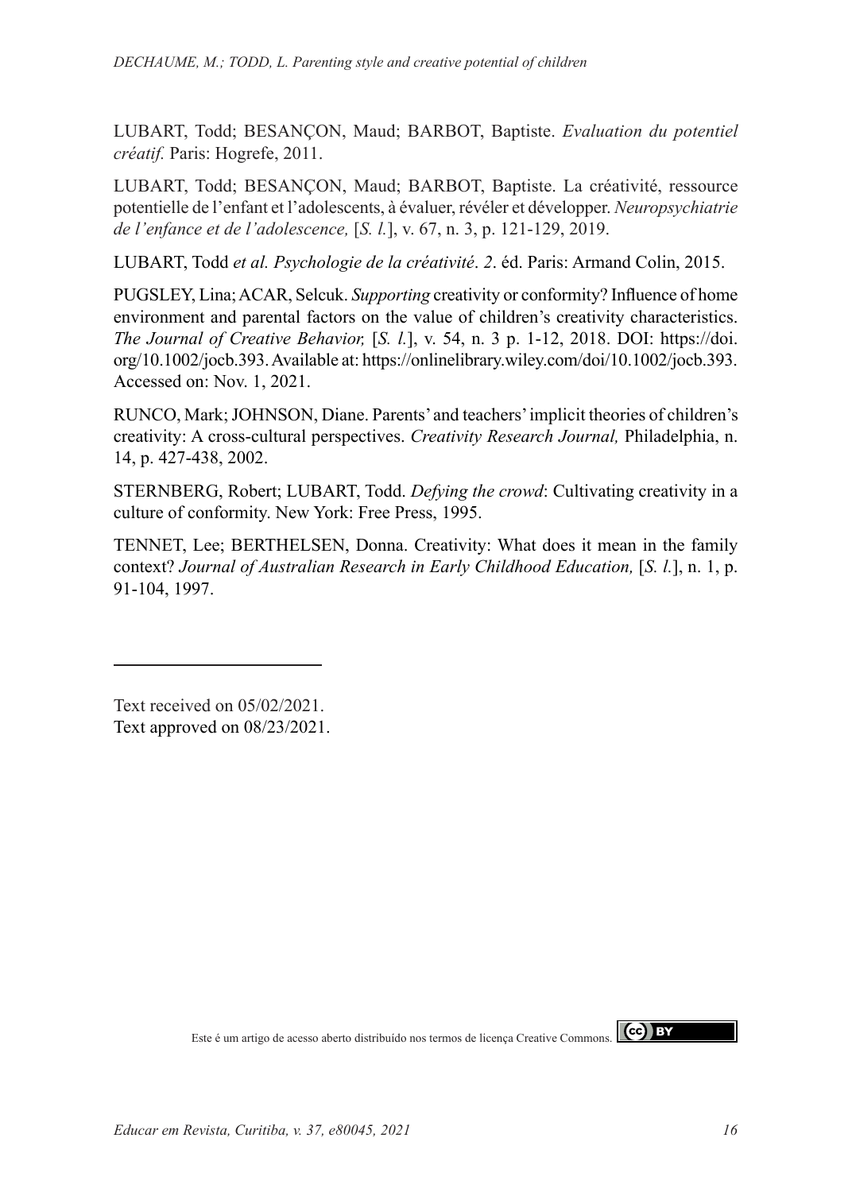LUBART, Todd; BESANÇON, Maud; BARBOT, Baptiste. *Evaluation du potentiel créatif.* Paris: Hogrefe, 2011.

LUBART, Todd; BESANÇON, Maud; BARBOT, Baptiste. La créativité, ressource potentielle de l'enfant et l'adolescents, à évaluer, révéler et développer. *Neuropsychiatrie de l'enfance et de l'adolescence,* [*S. l.*], v. 67, n. 3, p. 121-129, 2019.

LUBART, Todd *et al. Psychologie de la créativité*. *2*. éd. Paris: Armand Colin, 2015.

PUGSLEY, Lina; ACAR, Selcuk. *Supporting* creativity or conformity? Influence of home environment and parental factors on the value of children's creativity characteristics. *The Journal of Creative Behavior,* [*S. l.*], v. 54, n. 3 p. 1-12, 2018. DOI: https://doi.org/10.1002/jocb.393. Available at: https://onlinelibrary.wiley.com/doi/10.1002/jocb.393. Accessed on: Nov. 1, 2021.

RUNCO, Mark; JOHNSON, Diane. Parents' and teachers' implicit theories of children's creativity: A cross-cultural perspectives. *Creativity Research Journal,* Philadelphia, n. 14, p. 427-438, 2002.

STERNBERG, Robert; LUBART, Todd. *Defying the crowd*: Cultivating creativity in a culture of conformity. New York: Free Press, 1995.

TENNET, Lee; BERTHELSEN, Donna. Creativity: What does it mean in the family context? *Journal of Australian Research in Early Childhood Education,* [*S. l.*], n. 1, p. 91-104, 1997.

---

Text received on 05/02/2021.
Text approved on 08/23/2021.

Este é um artigo de acesso aberto distribuído nos termos de licença Creative Commons.